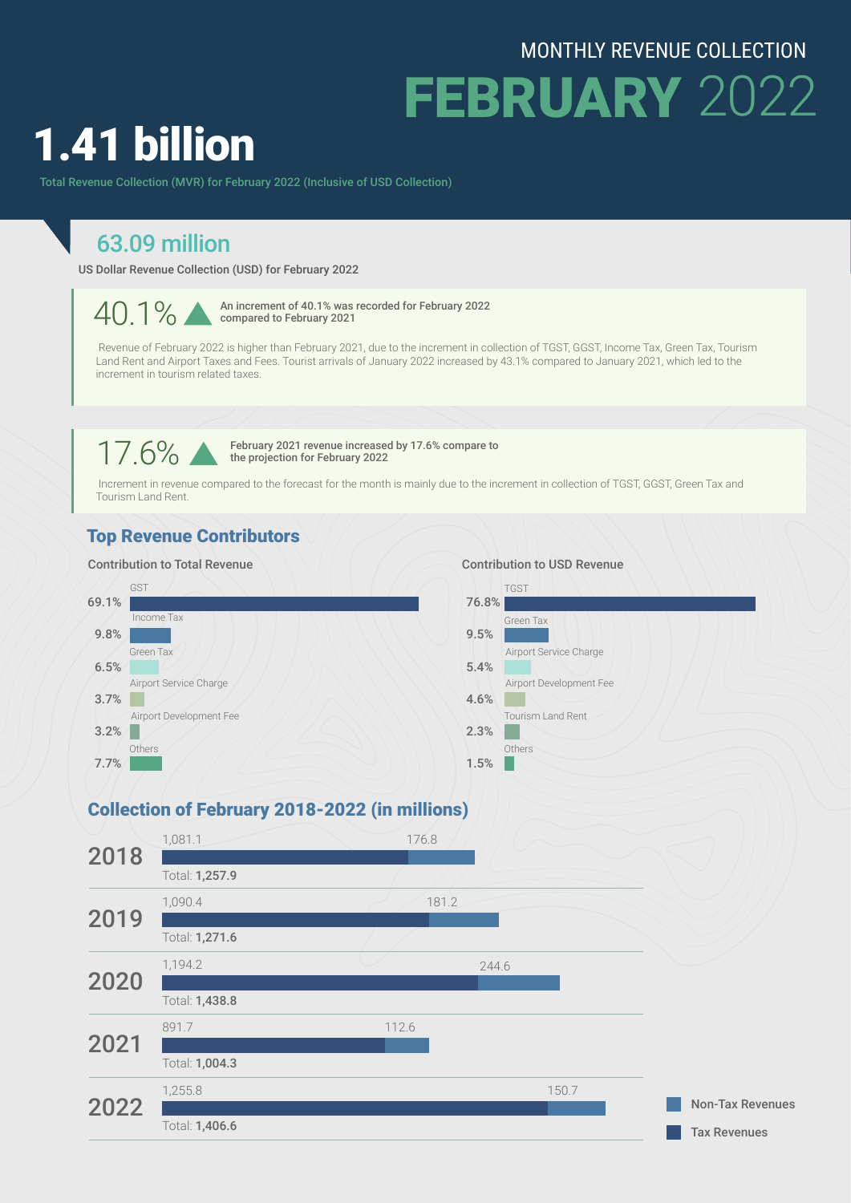MONTHLY REVENUE COLLECTION

# FEBRUARY 2022

# 1.41 billion

Total Revenue Collection (MVR) for February 2022 (Inclusive of USD Collection)

## 63.09 million

US Dollar Revenue Collection (USD) for February 2022

**40.1%** ▲ An increment of 40.1% was recorded for February 2022 compared to February 2021

Revenue of February 2022 is higher than February 2021, due to the increment in collection of TGST, GGST, Income Tax, Green Tax, Tourism Land Rent and Airport Taxes and Fees. Tourist arrivals of January 2022 increased by 43.1% compared to January 2021, which led to the increment in tourism related taxes.

**17.6%** ▲ February 2021 revenue increased by 17.6% compare to the projection for February 2022

Increment in revenue compared to the forecast for the month is mainly due to the increment in collection of TGST, GGST, Green Tax and Tourism Land Rent.

## Top Revenue Contributors

### Contribution to Total Revenue

| Contributor | Share |
|---|---|
| GST | 69.1% |
| Income Tax | 9.8% |
| Green Tax | 6.5% |
| Airport Service Charge | 3.7% |
| Airport Development Fee | 3.2% |
| Others | 7.7% |

### Contribution to USD Revenue

| Contributor | Share |
|---|---|
| TGST | 76.8% |
| Green Tax | 9.5% |
| Airport Service Charge | 5.4% |
| Airport Development Fee | 4.6% |
| Tourism Land Rent | 2.3% |
| Others | 1.5% |

## Collection of February 2018-2022 (in millions)

| Year | Tax Revenues | Non-Tax Revenues | Total |
|---|---|---|---|
| 2018 | 1,081.1 | 176.8 | 1,257.9 |
| 2019 | 1,090.4 | 181.2 | 1,271.6 |
| 2020 | 1,194.2 | 244.6 | 1,438.8 |
| 2021 | 891.7 | 112.6 | 1,004.3 |
| 2022 | 1,255.8 | 150.7 | 1,406.6 |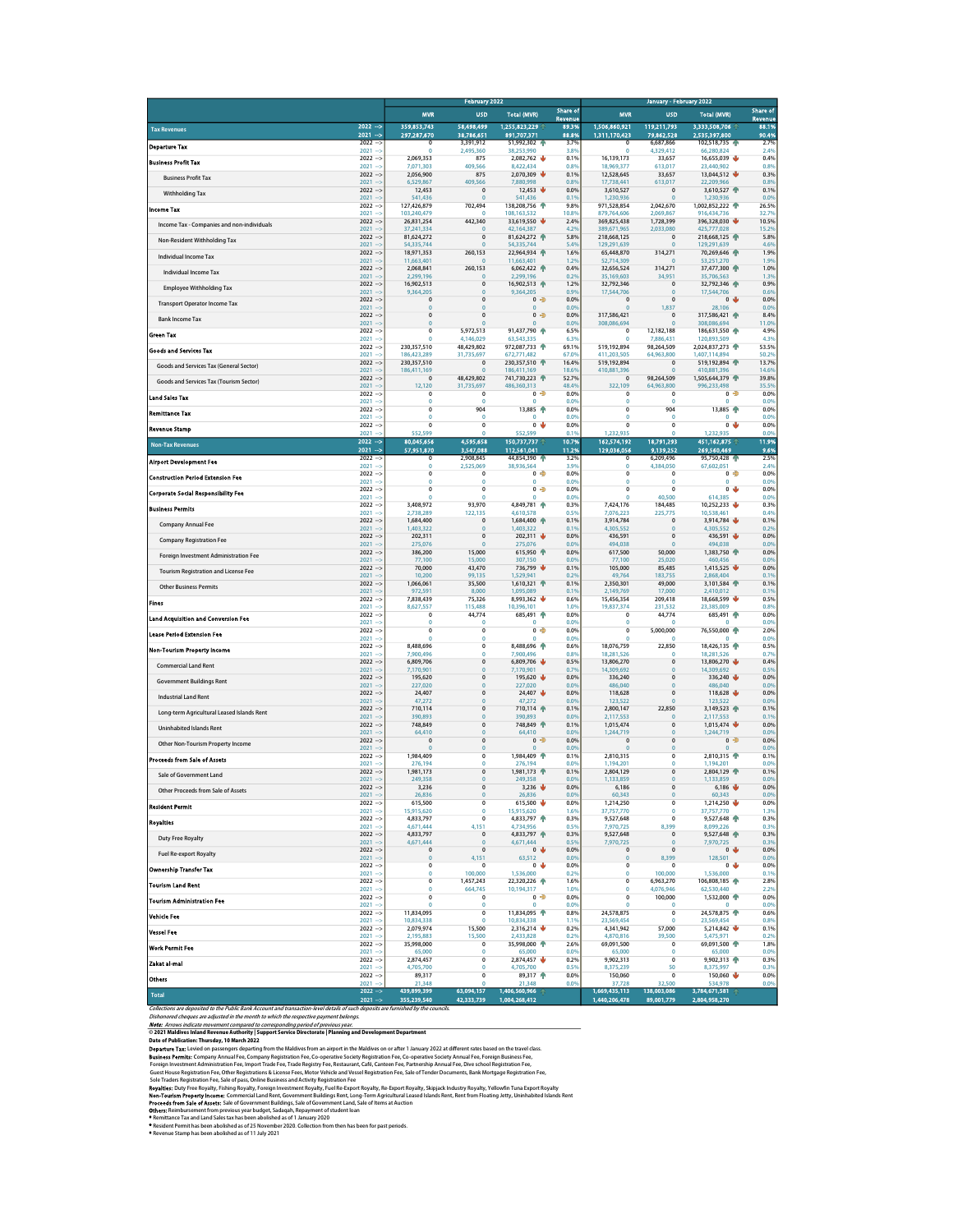| | | February 2022 | | | | January - February 2022 | | | |
|---|---|---|---|---|---|---|---|---|---|
| | | MVR | USD | Total (MVR) | Share of Revenue | MVR | USD | Total (MVR) | Share of Revenue |
| Tax Revenues | 2022 --> | 359,853,743 | 58,498,489 | 1,255,823,229 | 89.3% | 1,506,860,921 | 119,211,793 | 3,333,508,706 | 88.1% |
| | 2021 --> | 297,287,670 | 38,786,651 | 891,707,371 | 88.8% | 1,311,170,423 | 79,862,528 | 2,535,397,800 | 90.4% |
| Departure Tax | 2022 --> | 0 | 3,391,912 | 51,992,302 | 3.7% | 0 | 6,687,866 | 102,518,735 | 2.7% |
| | 2021 --> | 0 | 2,495,360 | 38,253,990 | 3.8% | 0 | 4,329,412 | 66,280,824 | 2.4% |
| Business Profit Tax | 2022 --> | 2,069,353 | 875 | 2,082,762 | 0.1% | 16,139,173 | 33,657 | 16,655,039 | 0.4% |
| | 2021 --> | 7,071,303 | 409,566 | 8,422,434 | 0.8% | 18,969,377 | 613,017 | 23,440,902 | 0.8% |
| Business Profit Tax | 2022 --> | 2,056,900 | 875 | 2,070,309 | 0.1% | 12,528,645 | 33,657 | 13,044,512 | 0.3% |
| | 2021 --> | 6,529,867 | 409,566 | 7,880,998 | 0.8% | 17,738,441 | 613,017 | 22,209,966 | 0.8% |
| Withholding Tax | 2022 --> | 12,453 | 0 | 12,453 | 0.0% | 3,610,527 | 0 | 3,610,527 | 0.1% |
| | 2021 --> | 541,436 | 0 | 541,436 | 0.1% | 1,230,936 | 0 | 1,230,936 | 0.0% |
| Income Tax | 2022 --> | 127,426,879 | 702,494 | 138,208,756 | 9.8% | 971,528,854 | 2,042,670 | 1,002,852,222 | 26.5% |
| | 2021 --> | 103,240,479 | 0 | 108,163,532 | 10.8% | 879,764,606 | 2,069,867 | 916,434,736 | 32.7% |
| Income Tax - Companies and non-individuals | 2022 --> | 26,831,254 | 442,340 | 33,619,550 | 2.4% | 369,825,438 | 1,728,399 | 396,328,030 | 10.5% |
| | 2021 --> | 37,241,334 | 0 | 42,164,387 | 4.2% | 389,671,965 | 2,033,080 | 425,777,028 | 15.2% |
| Non-Resident Withholding Tax | 2022 --> | 81,624,272 | 0 | 81,624,272 | 5.8% | 218,668,125 | 0 | 218,668,125 | 5.8% |
| | 2021 --> | 54,335,744 | 0 | 54,335,744 | 5.4% | 129,291,639 | 0 | 129,291,639 | 4.6% |
| Individual Income Tax | 2022 --> | 18,971,353 | 260,153 | 22,964,934 | 1.6% | 65,448,870 | 314,271 | 70,269,646 | 1.9% |
| | 2021 --> | 11,663,401 | 0 | 11,663,401 | 1.2% | 52,714,309 | 0 | 53,251,270 | 1.9% |
| Individual Income Tax | 2022 --> | 2,068,841 | 260,153 | 6,062,422 | 0.4% | 32,656,524 | 314,271 | 37,477,300 | 1.0% |
| | 2021 --> | 2,299,196 | 0 | 2,299,196 | 0.2% | 35,169,603 | 34,951 | 35,706,563 | 1.3% |
| Employee Withholding Tax | 2022 --> | 16,902,513 | 0 | 16,902,513 | 1.2% | 32,792,346 | 0 | 32,792,346 | 0.9% |
| | 2021 --> | 9,364,205 | 0 | 9,364,205 | 0.9% | 17,544,706 | 0 | 17,544,706 | 0.6% |
| Transport Operator Income Tax | 2022 --> | 0 | 0 | 0 | 0.0% | 0 | 0 | 0 | 0.0% |
| | 2021 --> | 0 | 0 | 0 | 0.0% | 0 | 1,837 | 28,106 | 0.0% |
| Bank Income Tax | 2022 --> | 0 | 0 | 0 | 0.0% | 317,586,421 | 0 | 317,586,421 | 8.4% |
| | 2021 --> | 0 | 0 | 0 | 0.0% | 308,086,694 | 0 | 308,086,694 | 11.0% |
| Green Tax | 2022 --> | 0 | 5,972,513 | 91,437,790 | 6.5% | 0 | 12,182,188 | 186,631,550 | 4.9% |
| | 2021 --> | 0 | 4,146,029 | 63,543,335 | 6.3% | 0 | 7,886,431 | 120,893,509 | 4.3% |
| Goods and Services Tax | 2022 --> | 230,357,510 | 48,429,802 | 972,087,733 | 69.1% | 519,192,894 | 98,264,509 | 2,024,837,273 | 53.5% |
| | 2021 --> | 186,423,289 | 31,735,697 | 672,771,482 | 67.0% | 411,203,505 | 64,963,800 | 1,407,114,894 | 50.2% |
| Goods and Services Tax (General Sector) | 2022 --> | 230,357,510 | 0 | 230,357,510 | 16.4% | 519,192,894 | 0 | 519,192,894 | 13.7% |
| | 2021 --> | 186,411,169 | 0 | 186,411,169 | 18.6% | 410,881,396 | 0 | 410,881,396 | 14.6% |
| Goods and Services Tax (Tourism Sector) | 2022 --> | 0 | 48,429,802 | 741,730,223 | 52.7% | 0 | 98,264,509 | 1,505,644,379 | 39.8% |
| | 2021 --> | 12,120 | 31,735,697 | 486,360,313 | 48.4% | 322,109 | 64,963,800 | 996,233,498 | 35.5% |
| Land Sales Tax | 2022 --> | 0 | 0 | 0 | 0.0% | 0 | 0 | 0 | 0.0% |
| | 2021 --> | 0 | 0 | 0 | 0.0% | 0 | 0 | 0 | 0.0% |
| Remittance Tax | 2022 --> | 0 | 904 | 13,885 | 0.0% | 0 | 904 | 13,885 | 0.0% |
| | 2021 --> | 0 | 0 | 0 | 0.0% | 0 | 0 | 0 | 0.0% |
| Revenue Stamp | 2022 --> | 0 | 0 | 0 | 0.0% | 0 | 0 | 0 | 0.0% |
| | 2021 --> | 552,599 | 0 | 552,599 | 0.1% | 1,232,935 | 0 | 1,232,935 | 0.0% |
| Non-Tax Revenues | 2022 --> | 80,045,656 | 4,595,658 | 150,737,737 | 10.7% | 162,574,192 | 18,791,293 | 451,162,875 | 11.9% |
| | 2021 --> | 57,951,870 | 3,547,088 | 112,561,041 | 11.2% | 129,036,056 | 9,139,252 | 269,560,469 | 9.6% |
| Airport Development Fee | 2022 --> | 0 | 2,908,845 | 44,854,390 | 3.2% | 0 | 6,209,496 | 95,750,428 | 2.5% |
| | 2021 --> | 0 | 2,525,069 | 38,936,564 | 3.9% | 0 | 4,384,050 | 67,602,051 | 2.4% |
| Construction Period Extension Fee | 2022 --> | 0 | 0 | 0 | 0.0% | 0 | 0 | 0 | 0.0% |
| | 2021 --> | 0 | 0 | 0 | 0.0% | 0 | 0 | 0 | 0.0% |
| Corporate Social Responsibility Fee | 2022 --> | 0 | 0 | 0 | 0.0% | 0 | 0 | 0 | 0.0% |
| | 2021 --> | 0 | 0 | 0 | 0.0% | 0 | 40,500 | 614,385 | 0.0% |
| Business Permits | 2022 --> | 3,408,972 | 93,970 | 4,849,781 | 0.3% | 7,424,176 | 184,485 | 10,252,233 | 0.3% |
| | 2021 --> | 2,738,289 | 122,135 | 4,610,578 | 0.5% | 7,076,223 | 225,775 | 10,538,461 | 0.4% |
| Company Annual Fee | 2022 --> | 1,684,400 | 0 | 1,684,400 | 0.1% | 3,914,784 | 0 | 3,914,784 | 0.1% |
| | 2021 --> | 1,403,322 | 0 | 1,403,322 | 0.1% | 4,305,552 | 0 | 4,305,552 | 0.2% |
| Company Registration Fee | 2022 --> | 202,311 | 0 | 202,311 | 0.0% | 436,591 | 0 | 436,591 | 0.0% |
| | 2021 --> | 275,076 | 0 | 275,076 | 0.0% | 494,038 | 0 | 494,038 | 0.0% |
| Foreign Investment Administration Fee | 2022 --> | 386,200 | 15,000 | 615,950 | 0.0% | 617,500 | 50,000 | 1,383,750 | 0.0% |
| | 2021 --> | 77,100 | 15,000 | 307,150 | 0.0% | 77,100 | 25,020 | 460,456 | 0.0% |
| Tourism Registration and License Fee | 2022 --> | 70,000 | 43,470 | 736,799 | 0.1% | 105,000 | 85,485 | 1,415,525 | 0.0% |
| | 2021 --> | 10,200 | 99,135 | 1,529,941 | 0.2% | 49,764 | 183,755 | 2,868,404 | 0.1% |
| Other Business Permits | 2022 --> | 1,066,061 | 35,500 | 1,610,321 | 0.1% | 2,350,301 | 49,000 | 3,101,584 | 0.1% |
| | 2021 --> | 972,591 | 8,000 | 1,095,089 | 0.1% | 2,149,769 | 17,000 | 2,410,012 | 0.1% |
| Fines | 2022 --> | 7,838,439 | 75,326 | 8,993,362 | 0.6% | 15,456,354 | 209,418 | 18,668,599 | 0.5% |
| | 2021 --> | 8,627,557 | 115,488 | 10,396,101 | 1.0% | 19,837,374 | 231,532 | 23,385,009 | 0.8% |
| Land Acquisition and Conversion Fee | 2022 --> | 0 | 44,774 | 685,491 | 0.0% | 0 | 44,774 | 685,491 | 0.0% |
| | 2021 --> | 0 | 0 | 0 | 0.0% | 0 | 0 | 0 | 0.0% |
| Lease Period Extension Fee | 2022 --> | 0 | 0 | 0 | 0.0% | 0 | 5,000,000 | 76,550,000 | 2.0% |
| | 2021 --> | 0 | 0 | 0 | 0.0% | 0 | 0 | 0 | 0.0% |
| Non-Tourism Property Income | 2022 --> | 8,488,696 | 0 | 8,488,696 | 0.6% | 18,076,759 | 22,850 | 18,426,135 | 0.5% |
| | 2021 --> | 7,900,496 | 0 | 7,900,496 | 0.8% | 18,281,526 | 0 | 18,281,526 | 0.7% |
| Commercial Land Rent | 2022 --> | 6,809,706 | 0 | 6,809,706 | 0.5% | 13,806,270 | 0 | 13,806,270 | 0.4% |
| | 2021 --> | 7,170,901 | 0 | 7,170,901 | 0.7% | 14,309,692 | 0 | 14,309,692 | 0.5% |
| Government Buildings Rent | 2022 --> | 195,620 | 0 | 195,620 | 0.0% | 336,240 | 0 | 336,240 | 0.0% |
| | 2021 --> | 227,020 | 0 | 227,020 | 0.0% | 486,040 | 0 | 486,040 | 0.0% |
| Industrial Land Rent | 2022 --> | 24,407 | 0 | 24,407 | 0.0% | 118,628 | 0 | 118,628 | 0.0% |
| | 2021 --> | 47,272 | 0 | 47,272 | 0.0% | 123,522 | 0 | 123,522 | 0.0% |
| Long-term Agricultural Leased Islands Rent | 2022 --> | 710,114 | 0 | 710,114 | 0.1% | 2,800,147 | 22,850 | 3,149,523 | 0.1% |
| | 2021 --> | 390,893 | 0 | 390,893 | 0.0% | 2,117,553 | 0 | 2,117,553 | 0.1% |
| Uninhabited Islands Rent | 2022 --> | 748,849 | 0 | 748,849 | 0.1% | 1,015,474 | 0 | 1,015,474 | 0.0% |
| | 2021 --> | 64,410 | 0 | 64,410 | 0.0% | 1,244,719 | 0 | 1,244,719 | 0.0% |
| Other Non-Tourism Property Income | 2022 --> | 0 | 0 | 0 | 0.0% | 0 | 0 | 0 | 0.0% |
| | 2021 --> | 0 | 0 | 0 | 0.0% | 0 | 0 | 0 | 0.0% |
| Proceeds from Sale of Assets | 2022 --> | 1,984,409 | 0 | 1,984,409 | 0.1% | 2,810,315 | 0 | 2,810,315 | 0.1% |
| | 2021 --> | 276,194 | 0 | 276,194 | 0.0% | 1,194,201 | 0 | 1,194,201 | 0.0% |
| Sale of Government Land | 2022 --> | 1,981,173 | 0 | 1,981,173 | 0.1% | 2,804,129 | 0 | 2,804,129 | 0.1% |
| | 2021 --> | 249,358 | 0 | 249,358 | 0.0% | 1,133,859 | 0 | 1,133,859 | 0.0% |
| Other Proceeds from Sale of Assets | 2022 --> | 3,236 | 0 | 3,236 | 0.0% | 6,186 | 0 | 6,186 | 0.0% |
| | 2021 --> | 26,836 | 0 | 26,836 | 0.0% | 60,343 | 0 | 60,343 | 0.0% |
| Resident Permit | 2022 --> | 615,500 | 0 | 615,500 | 0.0% | 1,214,250 | 0 | 1,214,250 | 0.0% |
| | 2021 --> | 15,915,620 | 0 | 15,915,620 | 1.6% | 37,757,770 | 0 | 37,757,770 | 1.3% |
| Royalties | 2022 --> | 4,833,797 | 0 | 4,833,797 | 0.3% | 9,527,648 | 0 | 9,527,648 | 0.3% |
| | 2021 --> | 4,671,444 | 4,151 | 4,734,956 | 0.5% | 7,970,725 | 8,399 | 8,099,226 | 0.3% |
| Duty Free Royalty | 2022 --> | 4,833,797 | 0 | 4,833,797 | 0.3% | 9,527,648 | 0 | 9,527,648 | 0.3% |
| | 2021 --> | 4,671,444 | 0 | 4,671,444 | 0.5% | 7,970,725 | 0 | 7,970,725 | 0.3% |
| Fuel Re-export Royalty | 2022 --> | 0 | 0 | 0 | 0.0% | 0 | 0 | 0 | 0.0% |
| | 2021 --> | 0 | 4,151 | 63,512 | 0.0% | 0 | 8,399 | 128,501 | 0.0% |
| Ownership Transfer Tax | 2022 --> | 0 | 0 | 0 | 0.0% | 0 | 0 | 0 | 0.0% |
| | 2021 --> | 0 | 100,000 | 1,536,000 | 0.2% | 0 | 100,000 | 1,536,000 | 0.1% |
| Tourism Land Rent | 2022 --> | 0 | 1,457,243 | 22,320,226 | 1.6% | 0 | 6,963,270 | 106,808,185 | 2.8% |
| | 2021 --> | 0 | 664,745 | 10,194,317 | 1.0% | 0 | 4,076,946 | 62,530,440 | 2.2% |
| Tourism Administration Fee | 2022 --> | 0 | 0 | 0 | 0.0% | 0 | 100,000 | 1,532,000 | 0.0% |
| | 2021 --> | 0 | 0 | 0 | 0.0% | 0 | 0 | 0 | 0.0% |
| Vehicle Fee | 2022 --> | 11,834,095 | 0 | 11,834,095 | 0.8% | 24,578,875 | 0 | 24,578,875 | 0.6% |
| | 2021 --> | 10,834,338 | 0 | 10,834,338 | 1.1% | 23,569,454 | 0 | 23,569,454 | 0.8% |
| Vessel Fee | 2022 --> | 2,079,974 | 15,500 | 2,316,214 | 0.2% | 4,341,942 | 57,000 | 5,214,842 | 0.1% |
| | 2021 --> | 2,195,883 | 15,500 | 2,433,828 | 0.2% | 4,870,816 | 39,500 | 5,475,971 | 0.2% |
| Work Permit Fee | 2022 --> | 35,998,000 | 0 | 35,998,000 | 2.6% | 69,091,500 | 0 | 69,091,500 | 1.8% |
| | 2021 --> | 65,000 | 0 | 65,000 | 0.0% | 65,000 | 0 | 65,000 | 0.0% |
| Zakat al-mal | 2022 --> | 2,874,457 | 0 | 2,874,457 | 0.2% | 9,902,313 | 0 | 9,902,313 | 0.3% |
| | 2021 --> | 4,705,700 | 0 | 4,705,700 | 0.5% | 8,375,239 | 50 | 8,375,997 | 0.3% |
| Others | 2022 --> | 89,317 | 0 | 89,317 | 0.0% | 150,060 | 0 | 150,060 | 0.0% |
| | 2021 --> | 21,348 | 0 | 21,348 | 0.0% | 37,728 | 32,500 | 534,978 | 0.0% |
| Total | 2022 --> | 439,899,399 | 63,094,157 | 1,406,560,966 | | 1,669,435,113 | 138,003,086 | 3,784,671,581 | |
| | 2021 --> | 355,239,540 | 42,333,739 | 1,004,268,412 | | 1,440,206,478 | 89,001,779 | 2,804,958,270 | |

*Collections are deposited to the Public Bank Account and transaction-level details of such deposits are furnished by the councils.*
*Dishonoured cheques are adjusted in the month to which the respective payment belongs.*
***Note:** Arrows indicate movement compared to corresponding period of previous year.*

**© 2021 Maldives Inland Revenue Authority | Support Service Directorate | Planning and Development Department**
**Date of Publication: Thursday, 10 March 2022**

**Departure Tax:** Levied on passengers departing from the Maldives from an airport in the Maldives on or after 1 January 2022 at different rates based on the travel class.
**Business Permits:** Company Annual Fee, Company Registration Fee, Co-operative Society Registration Fee, Co-operative Society Annual Fee, Foreign Business Fee, Foreign Investment Administration Fee, Import Trade Fee, Trade Registry Fee, Restaurant, Café, Canteen Fee, Partnership Annual Fee, Dive school Registration Fee, Guest House Registration Fee, Other Registrations & License Fees, Motor Vehicle and Vessel Registration Fee, Sale of Tender Documents, Bank Mortgage Registration Fee, Sole Traders Registration Fee, Sale of pass, Online Business and Activity Registration Fee
**Royalties:** Duty Free Royalty, Fishing Royalty, Fuel Re-Export Royalty, Re-Export Royalty, Skipjack Industry Royalty, Yellowfin Tuna Export Royalty
**Non-Tourism Property Income:** Commercial Land Rent, Government Buildings Rent, Long-Term Agricultural Leased Islands Rent, Rent from Floating Jetty, Uninhabited Islands Rent
**Proceeds from Sale of Assets:** Sale of Government Buildings, Sale of Government Land, Sale of Items at Auction
**Others:** Reimbursement from previous year budget, Sadaqah, Repayment of student loan
* Remittance Tax and Land Sales tax has been abolished as of 1 January 2020
* Resident Permit has been abolished as of 25 November 2020. Collection from then has been for past periods.
* Revenue Stamp has been abolished as of 11 July 2021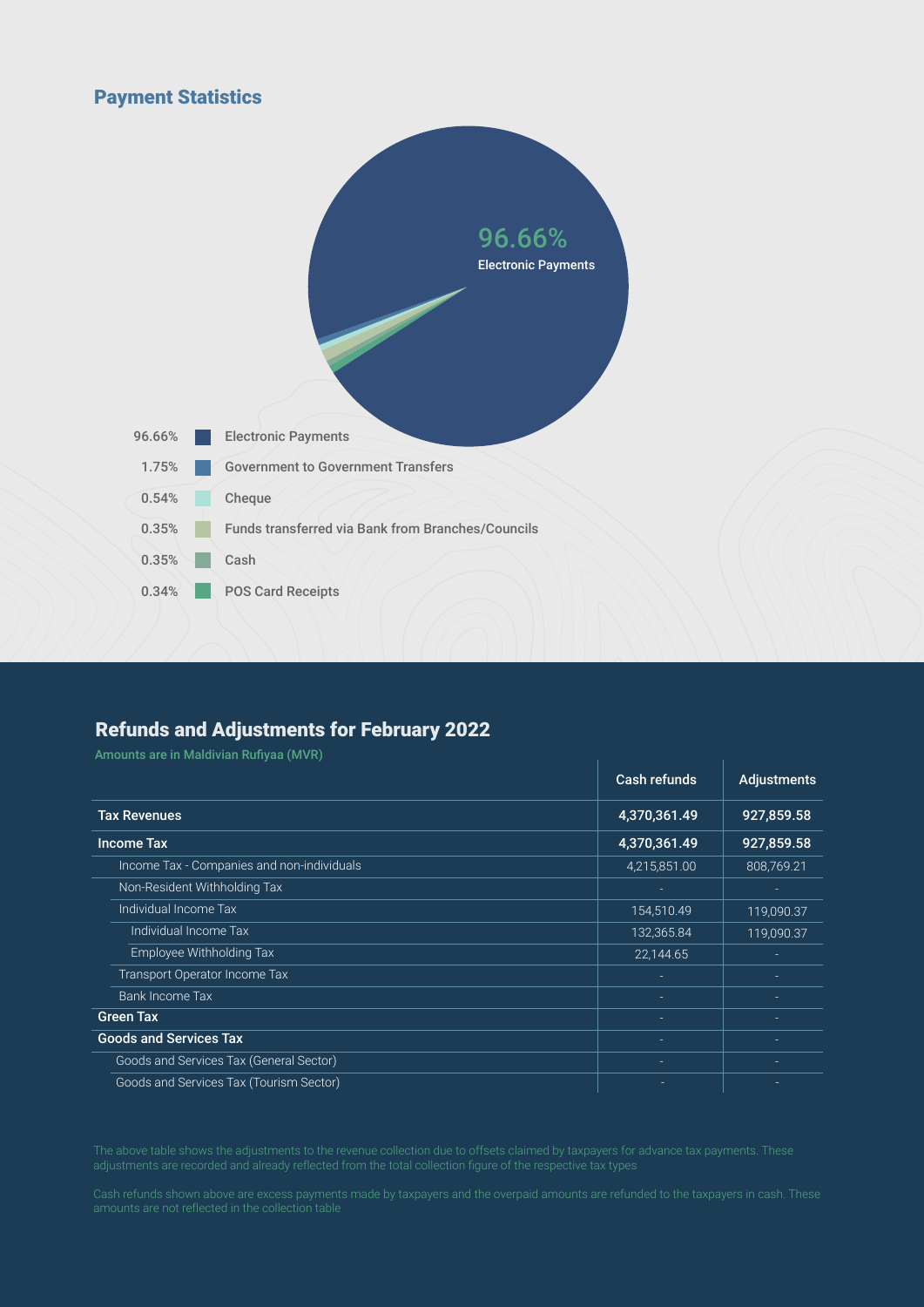## Payment Statistics

96.66%
Electronic Payments

96.66% Electronic Payments
1.75% Government to Government Transfers
0.54% Cheque
0.35% Funds transferred via Bank from Branches/Councils
0.35% Cash
0.34% POS Card Receipts

## Refunds and Adjustments for February 2022

Amounts are in Maldivian Rufiyaa (MVR)

| | Cash refunds | Adjustments |
|---|---|---|
| **Tax Revenues** | **4,370,361.49** | **927,859.58** |
| **Income Tax** | **4,370,361.49** | **927,859.58** |
| Income Tax - Companies and non-individuals | 4,215,851.00 | 808,769.21 |
| Non-Resident Withholding Tax | - | - |
| Individual Income Tax | 154,510.49 | 119,090.37 |
| Individual Income Tax | 132,365.84 | 119,090.37 |
| Employee Withholding Tax | 22,144.65 | - |
| Transport Operator Income Tax | - | - |
| Bank Income Tax | - | - |
| **Green Tax** | - | - |
| **Goods and Services Tax** | - | - |
| Goods and Services Tax (General Sector) | - | - |
| Goods and Services Tax (Tourism Sector) | - | - |

The above table shows the adjustments to the revenue collection due to offsets claimed by taxpayers for advance tax payments. These adjustments are recorded and already reflected from the total collection figure of the respective tax types

Cash refunds shown above are excess payments made by taxpayers and the overpaid amounts are refunded to the taxpayers in cash. These amounts are not reflected in the collection table